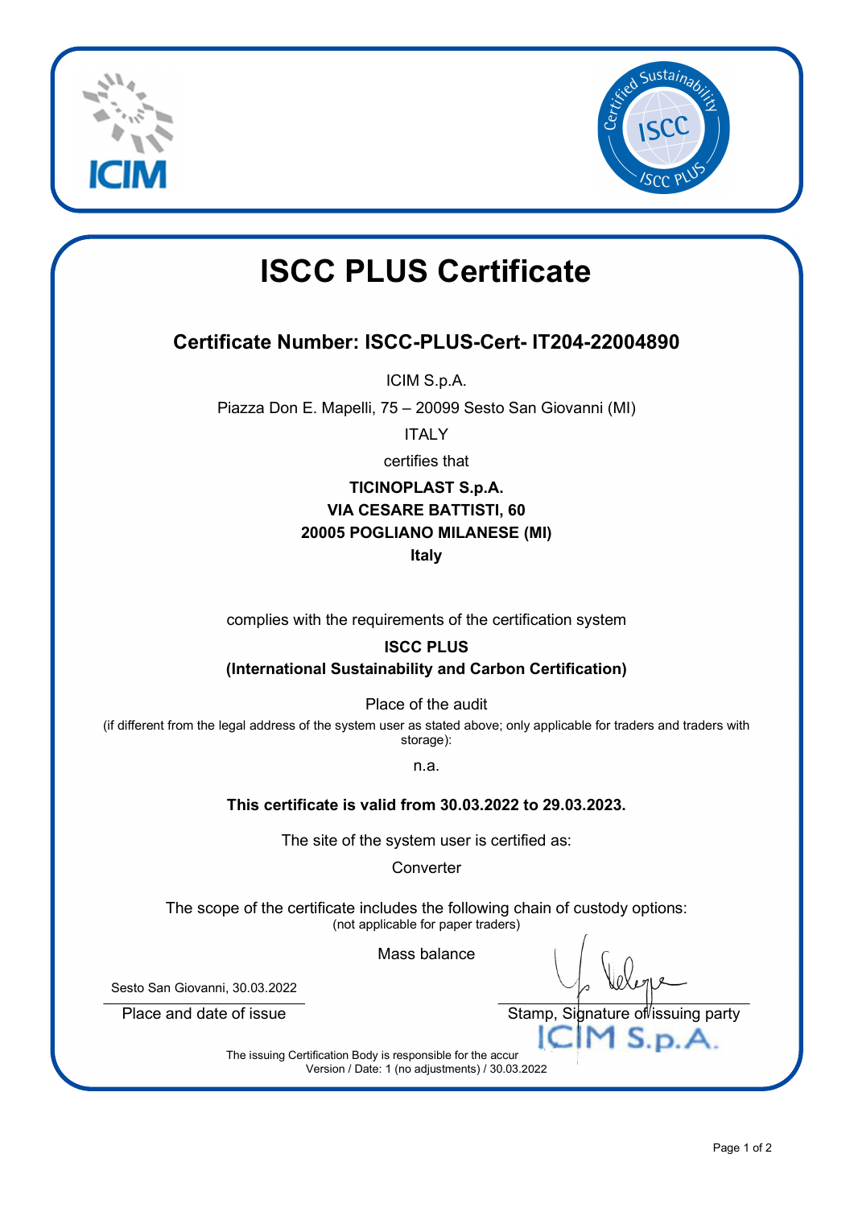# ISCC PLUS Certificate

## Certificate Number: ISCC-PLUS-Cert- IT204-22004890

ICIM S.p.A.

Piazza Don E. Mapelli, 75 – 20099 Sesto San Giovanni (MI)

ITALY

certifies that

**TICINOPLAST S.p.A.**
**VIA CESARE BATTISTI, 60**
**20005 POGLIANO MILANESE (MI)**
**Italy**

complies with the requirements of the certification system

**ISCC PLUS**
**(International Sustainability and Carbon Certification)**

Place of the audit

(if different from the legal address of the system user as stated above; only applicable for traders and traders with storage):

n.a.

**This certificate is valid from 30.03.2022 to 29.03.2023.**

The site of the system user is certified as:

Converter

The scope of the certificate includes the following chain of custody options:
(not applicable for paper traders)

Mass balance

Sesto San Giovanni, 30.03.2022

Place and date of issue

Stamp, Signature of issuing party

ICIM S.p.A.

The issuing Certification Body is responsible for the accur
Version / Date: 1 (no adjustments) / 30.03.2022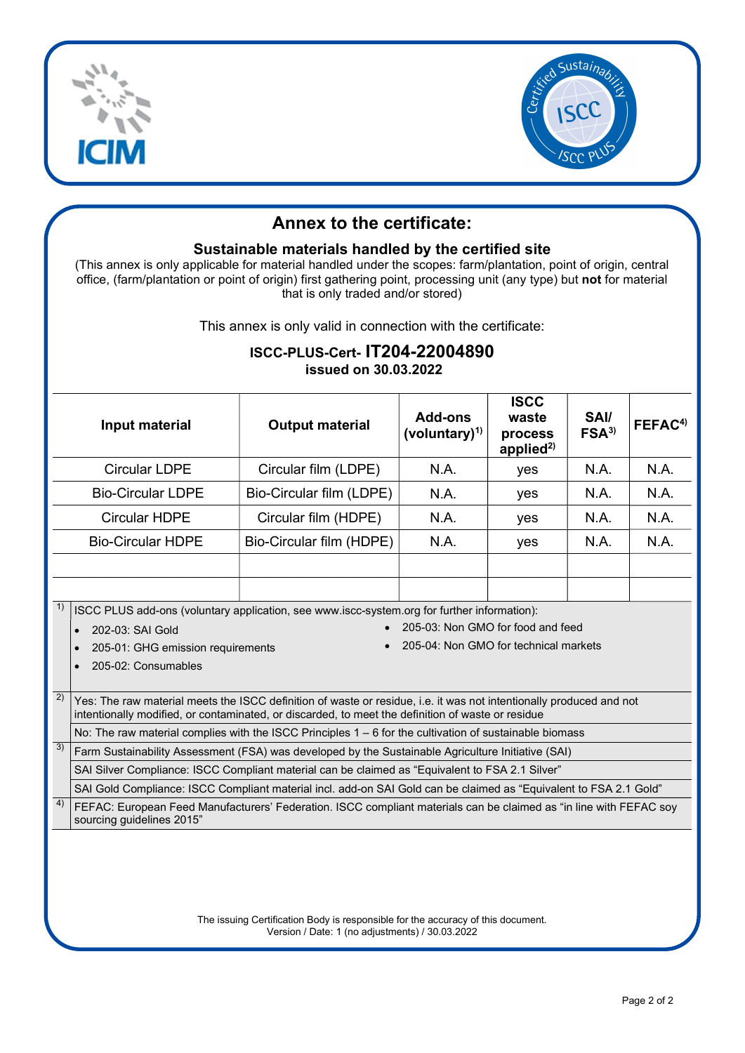# Annex to the certificate:

## Sustainable materials handled by the certified site

(This annex is only applicable for material handled under the scopes: farm/plantation, point of origin, central office, (farm/plantation or point of origin) first gathering point, processing unit (any type) but **not** for material that is only traded and/or stored)

This annex is only valid in connection with the certificate:

**ISCC-PLUS-Cert- IT204-22004890**
**issued on 30.03.2022**

| Input material | Output material | Add-ons (voluntary)[1] | ISCC waste process applied[2] | SAI/ FSA[3] | FEFAC[4] |
|---|---|---|---|---|---|
| Circular LDPE | Circular film (LDPE) | N.A. | yes | N.A. | N.A. |
| Bio-Circular LDPE | Bio-Circular film (LDPE) | N.A. | yes | N.A. | N.A. |
| Circular HDPE | Circular film (HDPE) | N.A. | yes | N.A. | N.A. |
| Bio-Circular HDPE | Bio-Circular film (HDPE) | N.A. | yes | N.A. | N.A. |
| | | | | | |
| | | | | | |

1) ISCC PLUS add-ons (voluntary application, see www.iscc-system.org for further information):

- 202-03: SAI Gold
- 205-01: GHG emission requirements
- 205-02: Consumables
- 205-03: Non GMO for food and feed
- 205-04: Non GMO for technical markets

2) Yes: The raw material meets the ISCC definition of waste or residue, i.e. it was not intentionally produced and not intentionally modified, or contaminated, or discarded, to meet the definition of waste or residue

No: The raw material complies with the ISCC Principles 1 – 6 for the cultivation of sustainable biomass

3) Farm Sustainability Assessment (FSA) was developed by the Sustainable Agriculture Initiative (SAI)

SAI Silver Compliance: ISCC Compliant material can be claimed as “Equivalent to FSA 2.1 Silver”

SAI Gold Compliance: ISCC Compliant material incl. add-on SAI Gold can be claimed as “Equivalent to FSA 2.1 Gold”

4) FEFAC: European Feed Manufacturers’ Federation. ISCC compliant materials can be claimed as “in line with FEFAC soy sourcing guidelines 2015”

The issuing Certification Body is responsible for the accuracy of this document.
Version / Date: 1 (no adjustments) / 30.03.2022